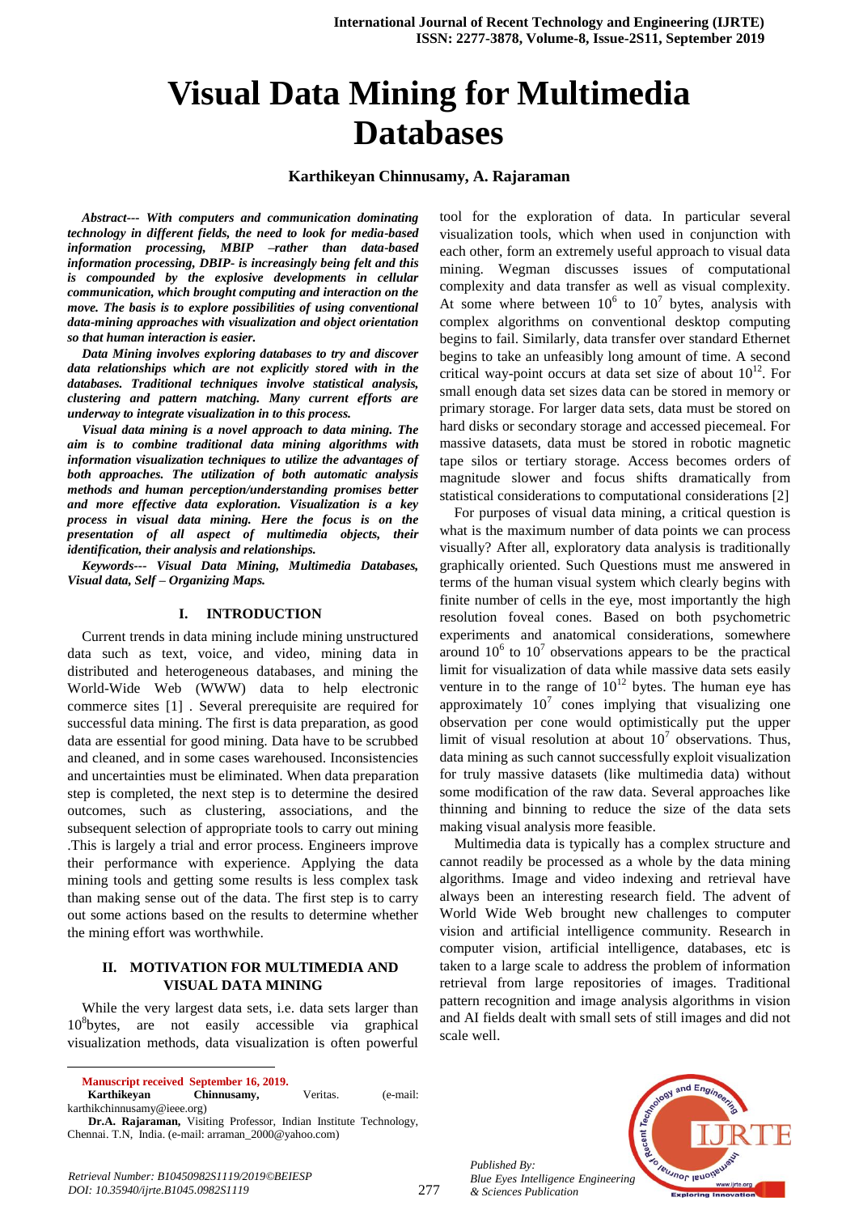# Visual Data Mining for Multimedia Databases

**Karthikeyan Chinnusamy, A. Rajaraman**

***Abstract--- With computers and communication dominating technology in different fields, the need to look for media-based information processing, MBIP –rather than data-based information processing, DBIP- is increasingly being felt and this is compounded by the explosive developments in cellular communication, which brought computing and interaction on the move. The basis is to explore possibilities of using conventional data-mining approaches with visualization and object orientation so that human interaction is easier.***

***Data Mining involves exploring databases to try and discover data relationships which are not explicitly stored with in the databases. Traditional techniques involve statistical analysis, clustering and pattern matching. Many current efforts are underway to integrate visualization in to this process.***

***Visual data mining is a novel approach to data mining. The aim is to combine traditional data mining algorithms with information visualization techniques to utilize the advantages of both approaches. The utilization of both automatic analysis methods and human perception/understanding promises better and more effective data exploration. Visualization is a key process in visual data mining. Here the focus is on the presentation of all aspect of multimedia objects, their identification, their analysis and relationships.***

***Keywords--- Visual Data Mining, Multimedia Databases, Visual data, Self – Organizing Maps.***

## I. INTRODUCTION

Current trends in data mining include mining unstructured data such as text, voice, and video, mining data in distributed and heterogeneous databases, and mining the World-Wide Web (WWW) data to help electronic commerce sites [1] . Several prerequisite are required for successful data mining. The first is data preparation, as good data are essential for good mining. Data have to be scrubbed and cleaned, and in some cases warehoused. Inconsistencies and uncertainties must be eliminated. When data preparation step is completed, the next step is to determine the desired outcomes, such as clustering, associations, and the subsequent selection of appropriate tools to carry out mining .This is largely a trial and error process. Engineers improve their performance with experience. Applying the data mining tools and getting some results is less complex task than making sense out of the data. The first step is to carry out some actions based on the results to determine whether the mining effort was worthwhile.

## II. MOTIVATION FOR MULTIMEDIA AND VISUAL DATA MINING

While the very largest data sets, i.e. data sets larger than $10^8$bytes, are not easily accessible via graphical visualization methods, data visualization is often powerful tool for the exploration of data. In particular several visualization tools, which when used in conjunction with each other, form an extremely useful approach to visual data mining. Wegman discusses issues of computational complexity and data transfer as well as visual complexity. At some where between $10^6$ to $10^7$ bytes, analysis with complex algorithms on conventional desktop computing begins to fail. Similarly, data transfer over standard Ethernet begins to take an unfeasibly long amount of time. A second critical way-point occurs at data set size of about $10^{12}$. For small enough data set sizes data can be stored in memory or primary storage. For larger data sets, data must be stored on hard disks or secondary storage and accessed piecemeal. For massive datasets, data must be stored in robotic magnetic tape silos or tertiary storage. Access becomes orders of magnitude slower and focus shifts dramatically from statistical considerations to computational considerations [2]

For purposes of visual data mining, a critical question is what is the maximum number of data points we can process visually? After all, exploratory data analysis is traditionally graphically oriented. Such Questions must me answered in terms of the human visual system which clearly begins with finite number of cells in the eye, most importantly the high resolution foveal cones. Based on both psychometric experiments and anatomical considerations, somewhere around $10^6$ to $10^7$ observations appears to be the practical limit for visualization of data while massive data sets easily venture in to the range of $10^{12}$ bytes. The human eye has approximately $10^7$ cones implying that visualizing one observation per cone would optimistically put the upper limit of visual resolution at about $10^7$ observations. Thus, data mining as such cannot successfully exploit visualization for truly massive datasets (like multimedia data) without some modification of the raw data. Several approaches like thinning and binning to reduce the size of the data sets making visual analysis more feasible.

Multimedia data is typically has a complex structure and cannot readily be processed as a whole by the data mining algorithms. Image and video indexing and retrieval have always been an interesting research field. The advent of World Wide Web brought new challenges to computer vision and artificial intelligence community. Research in computer vision, artificial intelligence, databases, etc is taken to a large scale to address the problem of information retrieval from large repositories of images. Traditional pattern recognition and image analysis algorithms in vision and AI fields dealt with small sets of still images and did not scale well.

---

**Manuscript received September 16, 2019.**

**Karthikeyan Chinnusamy,** Veritas. (e-mail: karthikchinnusamy@ieee.org)

**Dr.A. Rajaraman,** Visiting Professor, Indian Institute Technology, Chennai. T.N, India. (e-mail: arraman_2000@yahoo.com)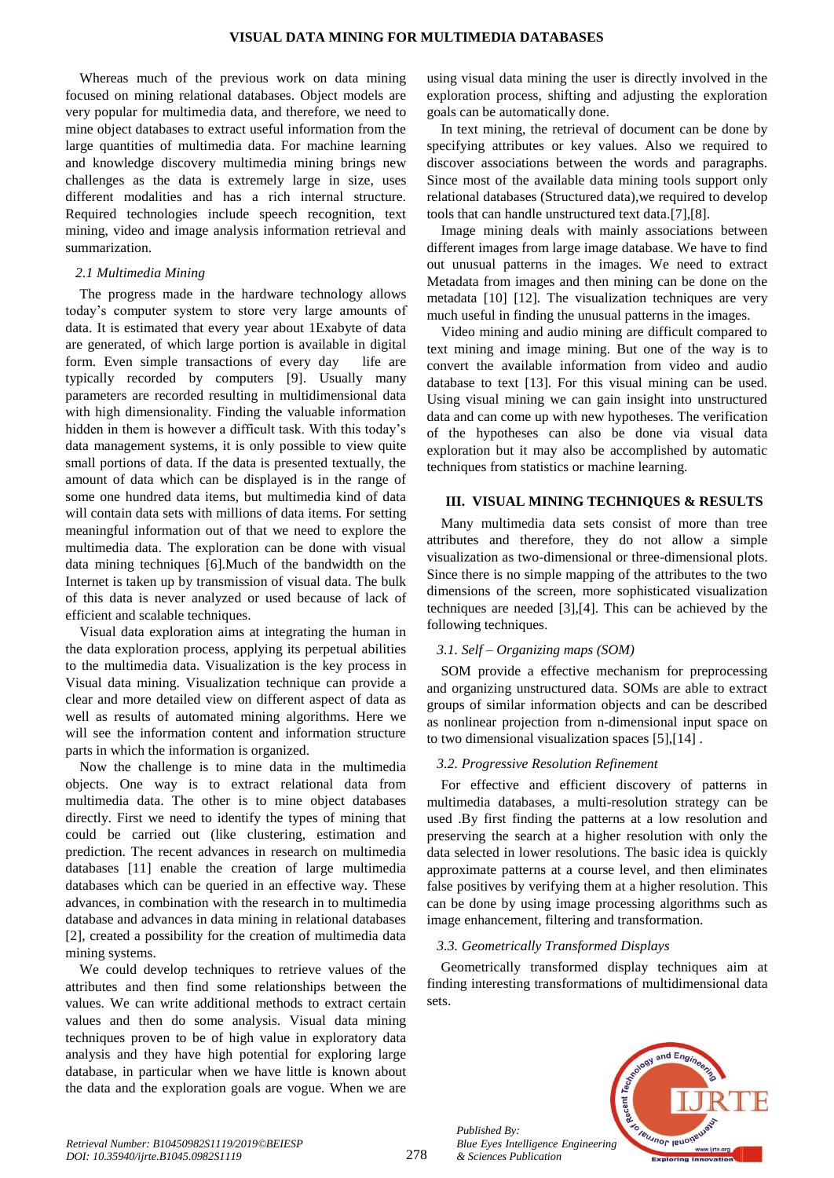Whereas much of the previous work on data mining focused on mining relational databases. Object models are very popular for multimedia data, and therefore, we need to mine object databases to extract useful information from the large quantities of multimedia data. For machine learning and knowledge discovery multimedia mining brings new challenges as the data is extremely large in size, uses different modalities and has a rich internal structure. Required technologies include speech recognition, text mining, video and image analysis information retrieval and summarization.

### *2.1 Multimedia Mining*

The progress made in the hardware technology allows today's computer system to store very large amounts of data. It is estimated that every year about 1Exabyte of data are generated, of which large portion is available in digital form. Even simple transactions of every day life are typically recorded by computers [9]. Usually many parameters are recorded resulting in multidimensional data with high dimensionality. Finding the valuable information hidden in them is however a difficult task. With this today's data management systems, it is only possible to view quite small portions of data. If the data is presented textually, the amount of data which can be displayed is in the range of some one hundred data items, but multimedia kind of data will contain data sets with millions of data items. For setting meaningful information out of that we need to explore the multimedia data. The exploration can be done with visual data mining techniques [6].Much of the bandwidth on the Internet is taken up by transmission of visual data. The bulk of this data is never analyzed or used because of lack of efficient and scalable techniques.

Visual data exploration aims at integrating the human in the data exploration process, applying its perpetual abilities to the multimedia data. Visualization is the key process in Visual data mining. Visualization technique can provide a clear and more detailed view on different aspect of data as well as results of automated mining algorithms. Here we will see the information content and information structure parts in which the information is organized.

Now the challenge is to mine data in the multimedia objects. One way is to extract relational data from multimedia data. The other is to mine object databases directly. First we need to identify the types of mining that could be carried out (like clustering, estimation and prediction. The recent advances in research on multimedia databases [11] enable the creation of large multimedia databases which can be queried in an effective way. These advances, in combination with the research in to multimedia database and advances in data mining in relational databases [2], created a possibility for the creation of multimedia data mining systems.

We could develop techniques to retrieve values of the attributes and then find some relationships between the values. We can write additional methods to extract certain values and then do some analysis. Visual data mining techniques proven to be of high value in exploratory data analysis and they have high potential for exploring large database, in particular when we have little is known about the data and the exploration goals are vogue. When we are using visual data mining the user is directly involved in the exploration process, shifting and adjusting the exploration goals can be automatically done.

In text mining, the retrieval of document can be done by specifying attributes or key values. Also we required to discover associations between the words and paragraphs. Since most of the available data mining tools support only relational databases (Structured data),we required to develop tools that can handle unstructured text data.[7],[8].

Image mining deals with mainly associations between different images from large image database. We have to find out unusual patterns in the images. We need to extract Metadata from images and then mining can be done on the metadata [10] [12]. The visualization techniques are very much useful in finding the unusual patterns in the images.

Video mining and audio mining are difficult compared to text mining and image mining. But one of the way is to convert the available information from video and audio database to text [13]. For this visual mining can be used. Using visual mining we can gain insight into unstructured data and can come up with new hypotheses. The verification of the hypotheses can also be done via visual data exploration but it may also be accomplished by automatic techniques from statistics or machine learning.

## III. VISUAL MINING TECHNIQUES & RESULTS

Many multimedia data sets consist of more than tree attributes and therefore, they do not allow a simple visualization as two-dimensional or three-dimensional plots. Since there is no simple mapping of the attributes to the two dimensions of the screen, more sophisticated visualization techniques are needed [3],[4]. This can be achieved by the following techniques.

### *3.1. Self – Organizing maps (SOM)*

SOM provide a effective mechanism for preprocessing and organizing unstructured data. SOMs are able to extract groups of similar information objects and can be described as nonlinear projection from n-dimensional input space on to two dimensional visualization spaces [5],[14] .

### *3.2. Progressive Resolution Refinement*

For effective and efficient discovery of patterns in multimedia databases, a multi-resolution strategy can be used .By first finding the patterns at a low resolution and preserving the search at a higher resolution with only the data selected in lower resolutions. The basic idea is quickly approximate patterns at a course level, and then eliminates false positives by verifying them at a higher resolution. This can be done by using image processing algorithms such as image enhancement, filtering and transformation.

### *3.3. Geometrically Transformed Displays*

Geometrically transformed display techniques aim at finding interesting transformations of multidimensional data sets.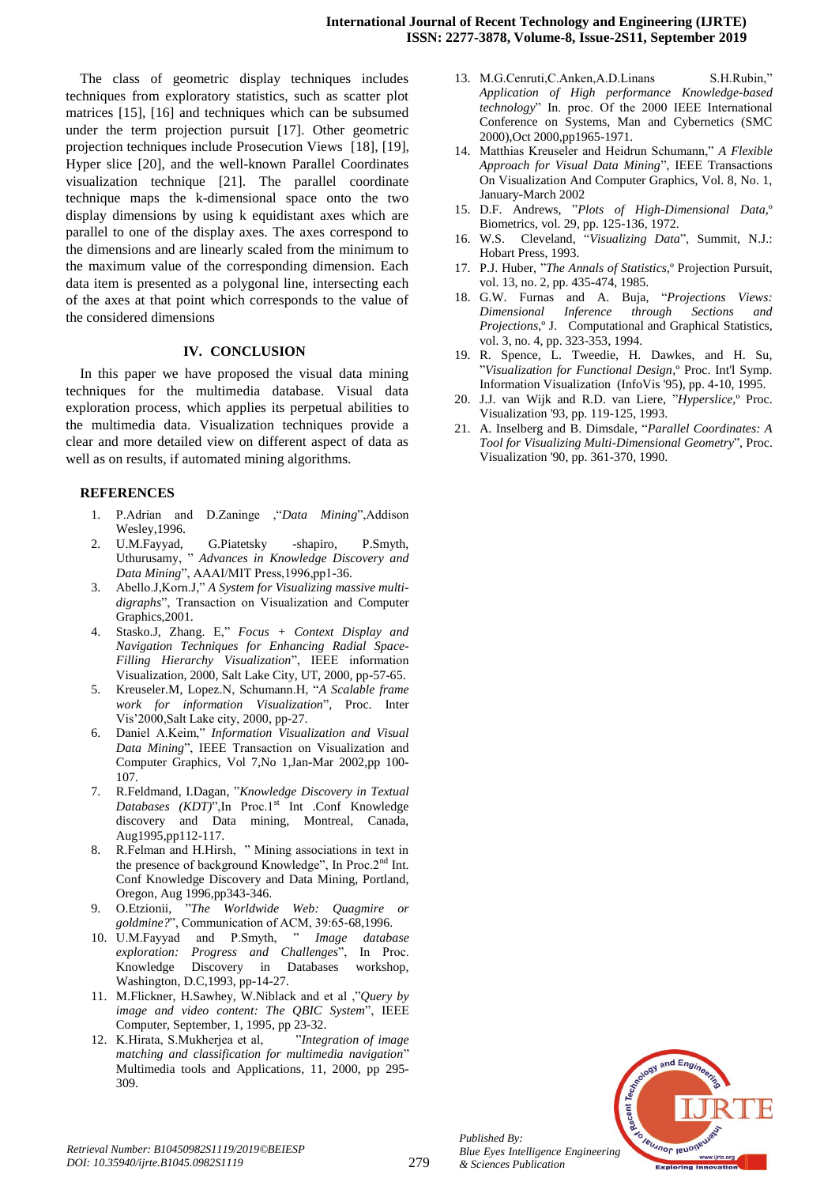The class of geometric display techniques includes techniques from exploratory statistics, such as scatter plot matrices [15], [16] and techniques which can be subsumed under the term projection pursuit [17]. Other geometric projection techniques include Prosecution Views [18], [19], Hyper slice [20], and the well-known Parallel Coordinates visualization technique [21]. The parallel coordinate technique maps the k-dimensional space onto the two display dimensions by using k equidistant axes which are parallel to one of the display axes. The axes correspond to the dimensions and are linearly scaled from the minimum to the maximum value of the corresponding dimension. Each data item is presented as a polygonal line, intersecting each of the axes at that point which corresponds to the value of the considered dimensions

## IV. CONCLUSION

In this paper we have proposed the visual data mining techniques for the multimedia database. Visual data exploration process, which applies its perpetual abilities to the multimedia data. Visualization techniques provide a clear and more detailed view on different aspect of data as well as on results, if automated mining algorithms.

## REFERENCES

1. P.Adrian and D.Zaninge ,"*Data Mining*",Addison Wesley,1996.
2. U.M.Fayyad, G.Piatetsky -shapiro, P.Smyth, Uthurusamy, " *Advances in Knowledge Discovery and Data Mining*", AAAI/MIT Press,1996,pp1-36.
3. Abello.J,Korn.J," *A System for Visualizing massive multi-digraphs*", Transaction on Visualization and Computer Graphics,2001.
4. Stasko.J, Zhang. E," *Focus + Context Display and Navigation Techniques for Enhancing Radial Space-Filling Hierarchy Visualization*", IEEE information Visualization, 2000, Salt Lake City, UT, 2000, pp-57-65.
5. Kreuseler.M, Lopez.N, Schumann.H, "*A Scalable frame work for information Visualization*", Proc. Inter Vis'2000,Salt Lake city, 2000, pp-27.
6. Daniel A.Keim," *Information Visualization and Visual Data Mining*", IEEE Transaction on Visualization and Computer Graphics, Vol 7,No 1,Jan-Mar 2002,pp 100-107.
7. R.Feldmand, I.Dagan, "*Knowledge Discovery in Textual Databases (KDT)*",In Proc.1st Int .Conf Knowledge discovery and Data mining, Montreal, Canada, Aug1995,pp112-117.
8. R.Felman and H.Hirsh, " Mining associations in text in the presence of background Knowledge", In Proc.2nd Int. Conf Knowledge Discovery and Data Mining, Portland, Oregon, Aug 1996,pp343-346.
9. O.Etzionii, "*The Worldwide Web: Quagmire or goldmine?*", Communication of ACM, 39:65-68,1996.
10. U.M.Fayyad and P.Smyth, " *Image database exploration: Progress and Challenges*", In Proc. Knowledge Discovery in Databases workshop, Washington, D.C,1993, pp-14-27.
11. M.Flickner, H.Sawhey, W.Niblack and et al ,"*Query by image and video content: The QBIC System*", IEEE Computer, September, 1, 1995, pp 23-32.
12. K.Hirata, S.Mukherjea et al, "*Integration of image matching and classification for multimedia navigation*" Multimedia tools and Applications, 11, 2000, pp 295-309.
13. M.G.Cenruti,C.Anken,A.D.Linans S.H.Rubin," *Application of High performance Knowledge-based technology*" In. proc. Of the 2000 IEEE International Conference on Systems, Man and Cybernetics (SMC 2000),Oct 2000,pp1965-1971.
14. Matthias Kreuseler and Heidrun Schumann," *A Flexible Approach for Visual Data Mining*", IEEE Transactions On Visualization And Computer Graphics, Vol. 8, No. 1, January-March 2002
15. D.F. Andrews, "*Plots of High-Dimensional Data*,º Biometrics, vol. 29, pp. 125-136, 1972.
16. W.S. Cleveland, "*Visualizing Data*", Summit, N.J.: Hobart Press, 1993.
17. P.J. Huber, "*The Annals of Statistics*,º Projection Pursuit, vol. 13, no. 2, pp. 435-474, 1985.
18. G.W. Furnas and A. Buja, "*Projections Views: Dimensional Inference through Sections and Projections*,º J. Computational and Graphical Statistics, vol. 3, no. 4, pp. 323-353, 1994.
19. R. Spence, L. Tweedie, H. Dawkes, and H. Su, "*Visualization for Functional Design*,º Proc. Int'l Symp. Information Visualization (InfoVis '95), pp. 4-10, 1995.
20. J.J. van Wijk and R.D. van Liere, "*Hyperslice*,º Proc. Visualization '93, pp. 119-125, 1993.
21. A. Inselberg and B. Dimsdale, "*Parallel Coordinates: A Tool for Visualizing Multi-Dimensional Geometry*", Proc. Visualization '90, pp. 361-370, 1990.